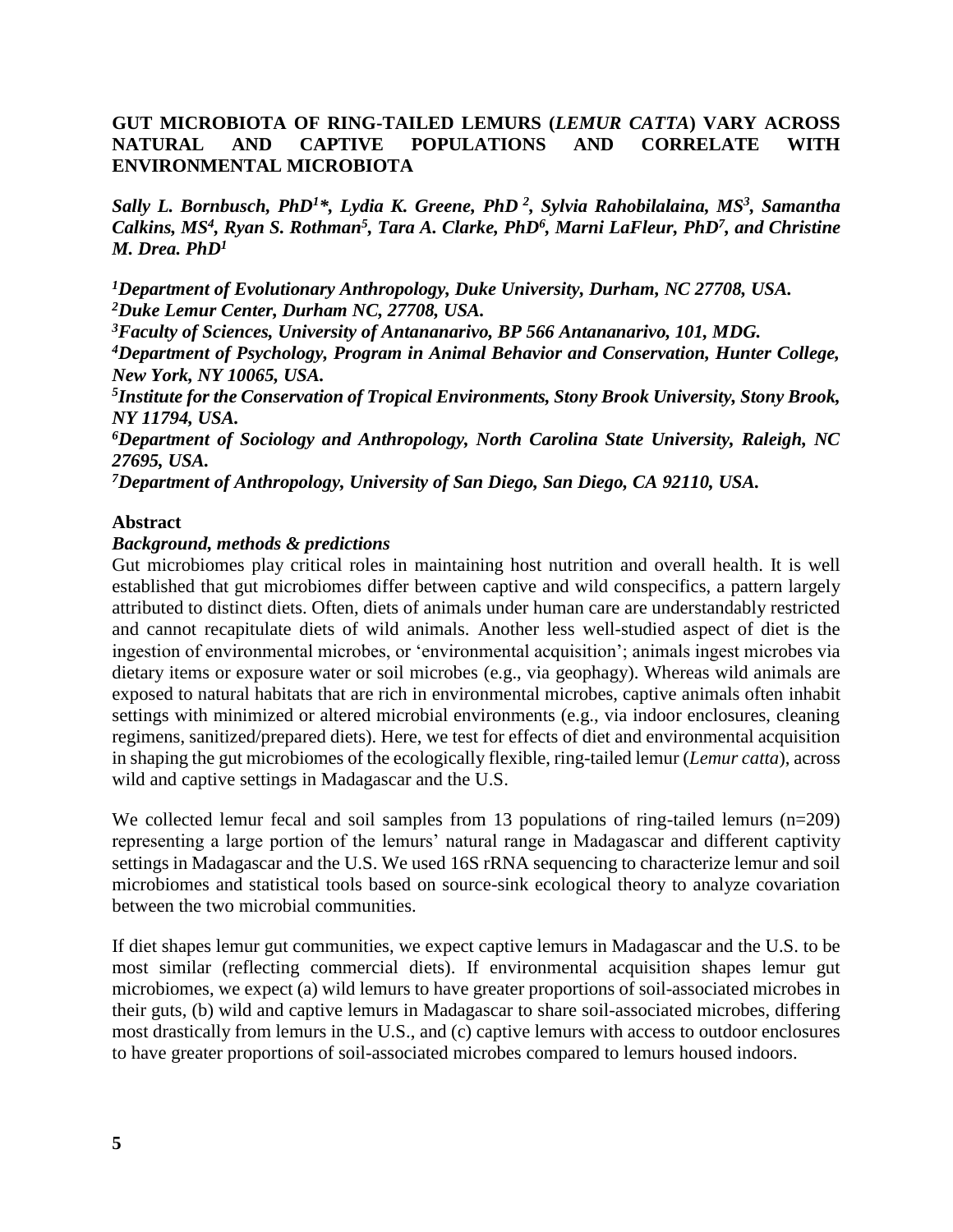# GUT MICROBIOTA OF RING-TAILED LEMURS (*LEMUR CATTA*) VARY ACROSS NATURAL AND CAPTIVE POPULATIONS AND CORRELATE WITH ENVIRONMENTAL MICROBIOTA

***Sally L. Bornbusch, PhD[1]\*, Lydia K. Greene, PhD [2], Sylvia Rahobilalaina, MS[3], Samantha Calkins, MS[4], Ryan S. Rothman[5], Tara A. Clarke, PhD[6], Marni LaFleur, PhD[7], and Christine M. Drea. PhD[1]***

***[1]Department of Evolutionary Anthropology, Duke University, Durham, NC 27708, USA.***
***[2]Duke Lemur Center, Durham NC, 27708, USA.***
***[3]Faculty of Sciences, University of Antananarivo, BP 566 Antananarivo, 101, MDG.***
***[4]Department of Psychology, Program in Animal Behavior and Conservation, Hunter College, New York, NY 10065, USA.***
***[5]Institute for the Conservation of Tropical Environments, Stony Brook University, Stony Brook, NY 11794, USA.***
***[6]Department of Sociology and Anthropology, North Carolina State University, Raleigh, NC 27695, USA.***
***[7]Department of Anthropology, University of San Diego, San Diego, CA 92110, USA.***

## Abstract

### *Background, methods & predictions*

Gut microbiomes play critical roles in maintaining host nutrition and overall health. It is well established that gut microbiomes differ between captive and wild conspecifics, a pattern largely attributed to distinct diets. Often, diets of animals under human care are understandably restricted and cannot recapitulate diets of wild animals. Another less well-studied aspect of diet is the ingestion of environmental microbes, or 'environmental acquisition'; animals ingest microbes via dietary items or exposure water or soil microbes (e.g., via geophagy). Whereas wild animals are exposed to natural habitats that are rich in environmental microbes, captive animals often inhabit settings with minimized or altered microbial environments (e.g., via indoor enclosures, cleaning regimens, sanitized/prepared diets). Here, we test for effects of diet and environmental acquisition in shaping the gut microbiomes of the ecologically flexible, ring-tailed lemur (*Lemur catta*), across wild and captive settings in Madagascar and the U.S.

We collected lemur fecal and soil samples from 13 populations of ring-tailed lemurs (n=209) representing a large portion of the lemurs' natural range in Madagascar and different captivity settings in Madagascar and the U.S. We used 16S rRNA sequencing to characterize lemur and soil microbiomes and statistical tools based on source-sink ecological theory to analyze covariation between the two microbial communities.

If diet shapes lemur gut communities, we expect captive lemurs in Madagascar and the U.S. to be most similar (reflecting commercial diets). If environmental acquisition shapes lemur gut microbiomes, we expect (a) wild lemurs to have greater proportions of soil-associated microbes in their guts, (b) wild and captive lemurs in Madagascar to share soil-associated microbes, differing most drastically from lemurs in the U.S., and (c) captive lemurs with access to outdoor enclosures to have greater proportions of soil-associated microbes compared to lemurs housed indoors.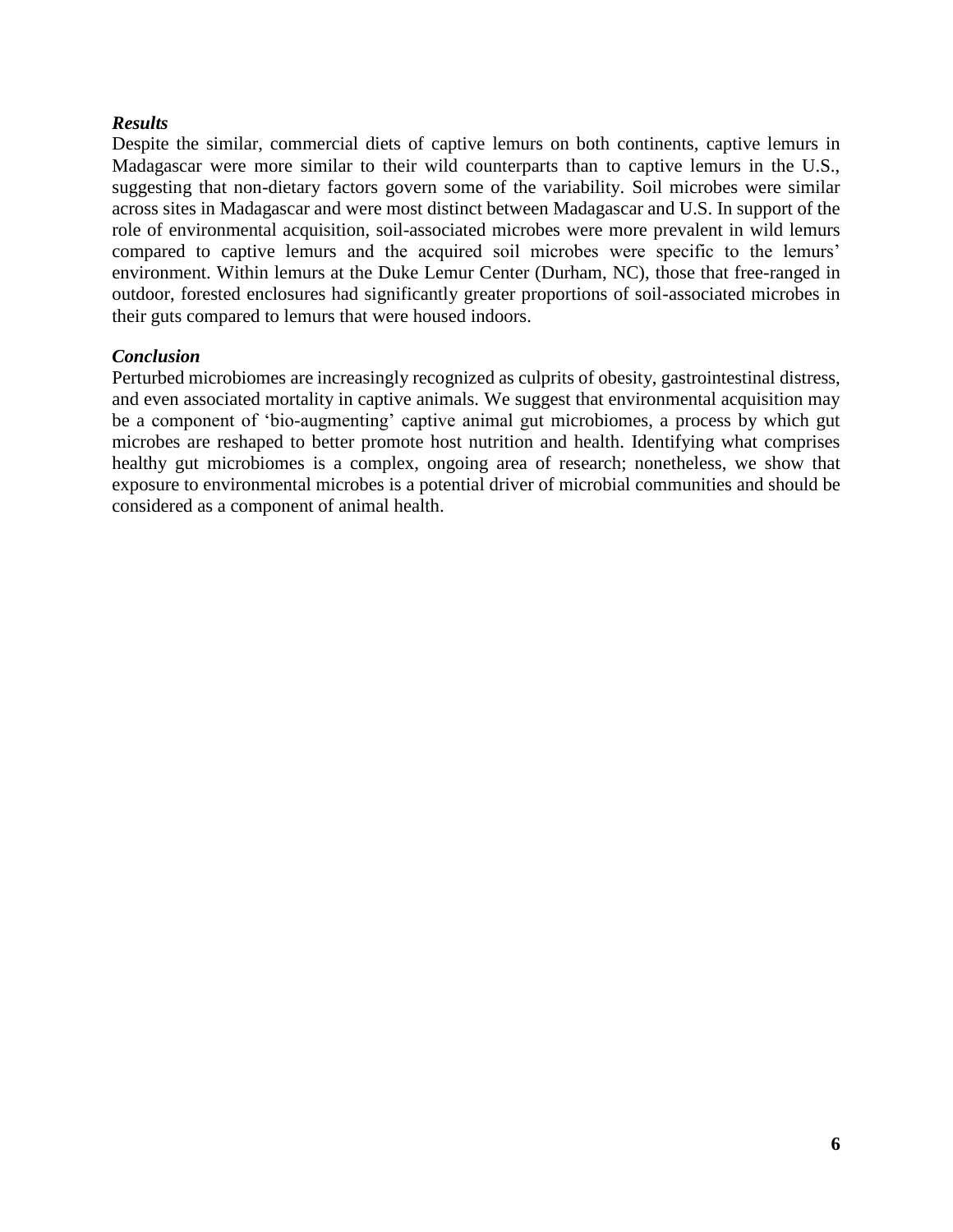### *Results*

Despite the similar, commercial diets of captive lemurs on both continents, captive lemurs in Madagascar were more similar to their wild counterparts than to captive lemurs in the U.S., suggesting that non-dietary factors govern some of the variability. Soil microbes were similar across sites in Madagascar and were most distinct between Madagascar and U.S. In support of the role of environmental acquisition, soil-associated microbes were more prevalent in wild lemurs compared to captive lemurs and the acquired soil microbes were specific to the lemurs' environment. Within lemurs at the Duke Lemur Center (Durham, NC), those that free-ranged in outdoor, forested enclosures had significantly greater proportions of soil-associated microbes in their guts compared to lemurs that were housed indoors.

### *Conclusion*

Perturbed microbiomes are increasingly recognized as culprits of obesity, gastrointestinal distress, and even associated mortality in captive animals. We suggest that environmental acquisition may be a component of 'bio-augmenting' captive animal gut microbiomes, a process by which gut microbes are reshaped to better promote host nutrition and health. Identifying what comprises healthy gut microbiomes is a complex, ongoing area of research; nonetheless, we show that exposure to environmental microbes is a potential driver of microbial communities and should be considered as a component of animal health.